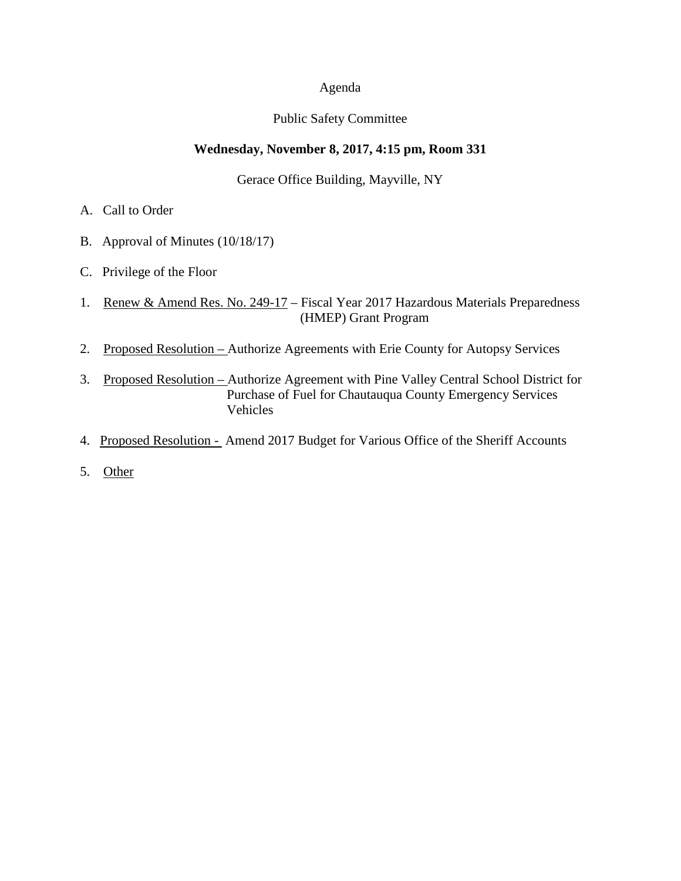Agenda

Public Safety Committee

**Wednesday, November 8, 2017, 4:15 pm, Room 331**

Gerace Office Building, Mayville, NY

A. Call to Order

B. Approval of Minutes (10/18/17)

C. Privilege of the Floor

1. Renew & Amend Res. No. 249-17 – Fiscal Year 2017 Hazardous Materials Preparedness (HMEP) Grant Program

2. Proposed Resolution – Authorize Agreements with Erie County for Autopsy Services

3. Proposed Resolution – Authorize Agreement with Pine Valley Central School District for Purchase of Fuel for Chautauqua County Emergency Services Vehicles

4. Proposed Resolution - Amend 2017 Budget for Various Office of the Sheriff Accounts

5. Other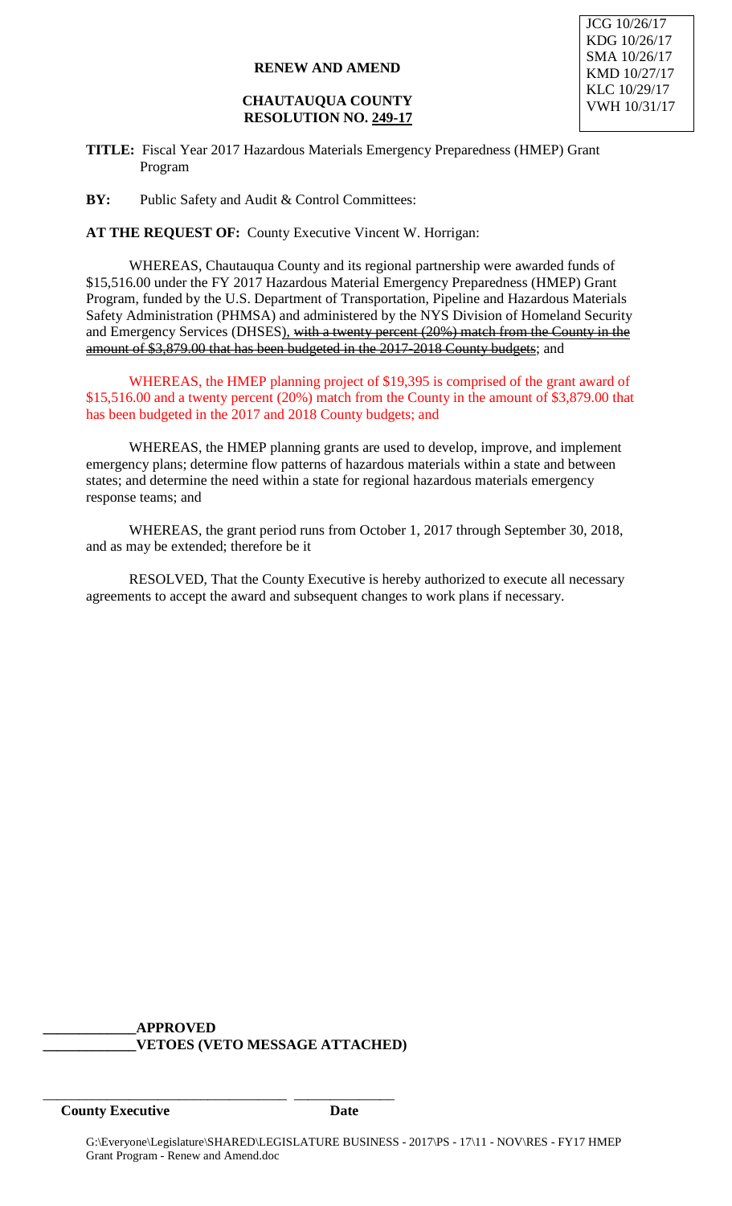JCG 10/26/17
KDG 10/26/17
SMA 10/26/17
KMD 10/27/17
KLC 10/29/17
VWH 10/31/17

**RENEW AND AMEND**

**CHAUTAUQUA COUNTY**
**RESOLUTION NO. 249-17**

**TITLE:** Fiscal Year 2017 Hazardous Materials Emergency Preparedness (HMEP) Grant Program

**BY:** Public Safety and Audit & Control Committees:

**AT THE REQUEST OF:** County Executive Vincent W. Horrigan:

WHEREAS, Chautauqua County and its regional partnership were awarded funds of \$15,516.00 under the FY 2017 Hazardous Material Emergency Preparedness (HMEP) Grant Program, funded by the U.S. Department of Transportation, Pipeline and Hazardous Materials Safety Administration (PHMSA) and administered by the NYS Division of Homeland Security and Emergency Services (DHSES), ~~with a twenty percent (20%) match from the County in the amount of \$3,879.00 that has been budgeted in the 2017-2018 County budgets~~; and

WHEREAS, the HMEP planning project of \$19,395 is comprised of the grant award of \$15,516.00 and a twenty percent (20%) match from the County in the amount of \$3,879.00 that has been budgeted in the 2017 and 2018 County budgets; and

WHEREAS, the HMEP planning grants are used to develop, improve, and implement emergency plans; determine flow patterns of hazardous materials within a state and between states; and determine the need within a state for regional hazardous materials emergency response teams; and

WHEREAS, the grant period runs from October 1, 2017 through September 30, 2018, and as may be extended; therefore be it

RESOLVED, That the County Executive is hereby authorized to execute all necessary agreements to accept the award and subsequent changes to work plans if necessary.

**\_\_\_\_\_\_\_\_\_\_\_\_\_APPROVED**
**\_\_\_\_\_\_\_\_\_\_\_\_\_VETOES (VETO MESSAGE ATTACHED)**

\_\_\_\_\_\_\_\_\_\_\_\_\_\_\_\_\_\_\_\_\_\_\_\_\_\_\_\_\_\_\_\_\_\_ \_\_\_\_\_\_\_\_\_\_\_\_\_\_
**County Executive** **Date**

G:\Everyone\Legislature\SHARED\LEGISLATURE BUSINESS - 2017\PS - 17\11 - NOV\RES - FY17 HMEP Grant Program - Renew and Amend.doc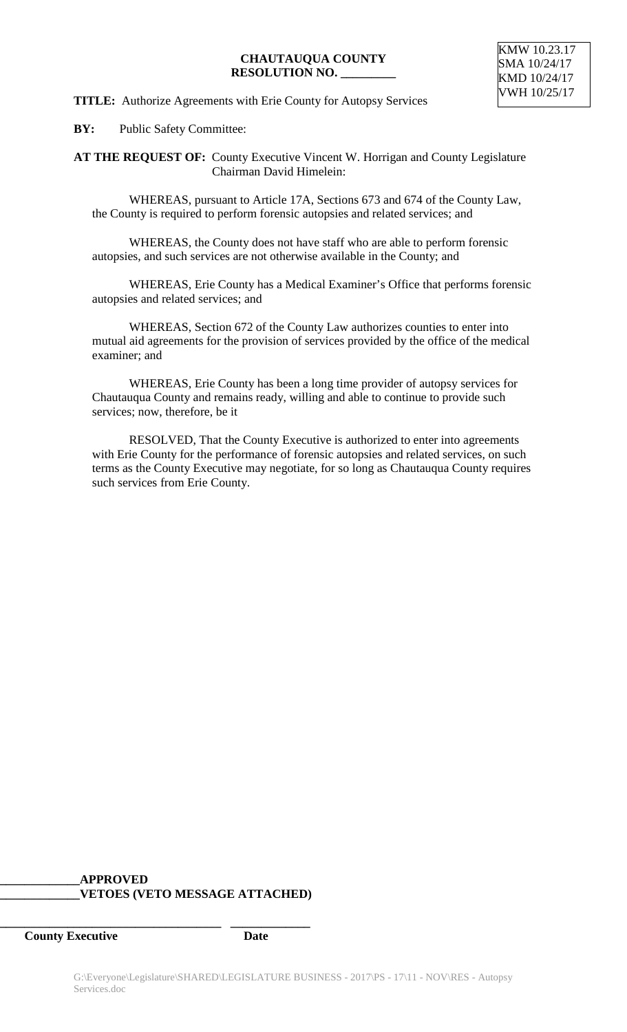KMW 10.23.17
SMA 10/24/17
KMD 10/24/17
VWH 10/25/17

**CHAUTAUQUA COUNTY**
**RESOLUTION NO. _________**

**TITLE:** Authorize Agreements with Erie County for Autopsy Services

**BY:** Public Safety Committee:

**AT THE REQUEST OF:** County Executive Vincent W. Horrigan and County Legislature Chairman David Himelein:

WHEREAS, pursuant to Article 17A, Sections 673 and 674 of the County Law, the County is required to perform forensic autopsies and related services; and

WHEREAS, the County does not have staff who are able to perform forensic autopsies, and such services are not otherwise available in the County; and

WHEREAS, Erie County has a Medical Examiner's Office that performs forensic autopsies and related services; and

WHEREAS, Section 672 of the County Law authorizes counties to enter into mutual aid agreements for the provision of services provided by the office of the medical examiner; and

WHEREAS, Erie County has been a long time provider of autopsy services for Chautauqua County and remains ready, willing and able to continue to provide such services; now, therefore, be it

RESOLVED, That the County Executive is authorized to enter into agreements with Erie County for the performance of forensic autopsies and related services, on such terms as the County Executive may negotiate, for so long as Chautauqua County requires such services from Erie County.

**_____________APPROVED**
**_____________VETOES (VETO MESSAGE ATTACHED)**

_____________________________________ _____________
**County Executive** **Date**

G:\Everyone\Legislature\SHARED\LEGISLATURE BUSINESS - 2017\PS - 17\11 - NOV\RES - Autopsy Services.doc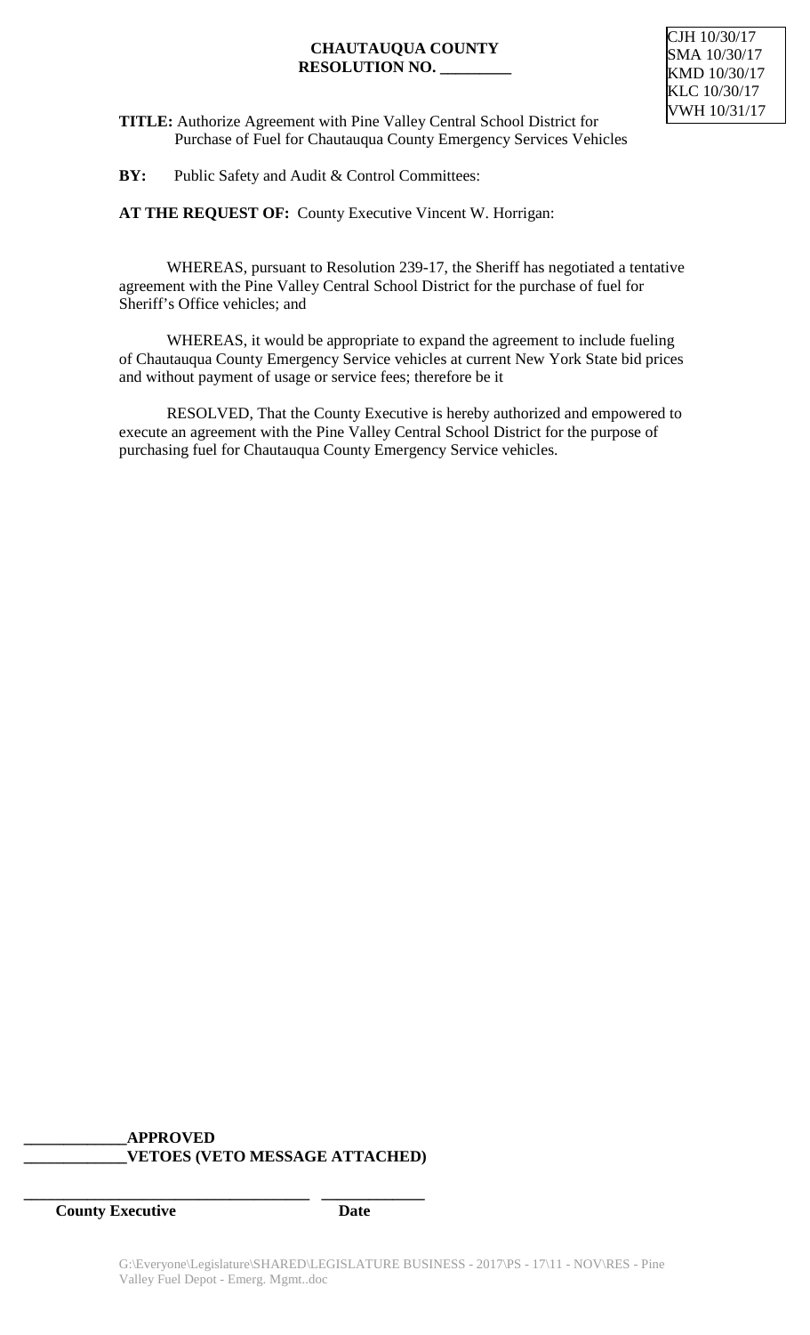CJH 10/30/17
SMA 10/30/17
KMD 10/30/17
KLC 10/30/17
VWH 10/31/17

**CHAUTAUQUA COUNTY**
**RESOLUTION NO. _________**

**TITLE:** Authorize Agreement with Pine Valley Central School District for Purchase of Fuel for Chautauqua County Emergency Services Vehicles

**BY:** Public Safety and Audit & Control Committees:

**AT THE REQUEST OF:** County Executive Vincent W. Horrigan:

WHEREAS, pursuant to Resolution 239-17, the Sheriff has negotiated a tentative agreement with the Pine Valley Central School District for the purchase of fuel for Sheriff's Office vehicles; and

WHEREAS, it would be appropriate to expand the agreement to include fueling of Chautauqua County Emergency Service vehicles at current New York State bid prices and without payment of usage or service fees; therefore be it

RESOLVED, That the County Executive is hereby authorized and empowered to execute an agreement with the Pine Valley Central School District for the purpose of purchasing fuel for Chautauqua County Emergency Service vehicles.

**_____________APPROVED**
**_____________VETOES (VETO MESSAGE ATTACHED)**

**___________________________________ _____________**
**County Executive Date**

G:\Everyone\Legislature\SHARED\LEGISLATURE BUSINESS - 2017\PS - 17\11 - NOV\RES - Pine Valley Fuel Depot - Emerg. Mgmt..doc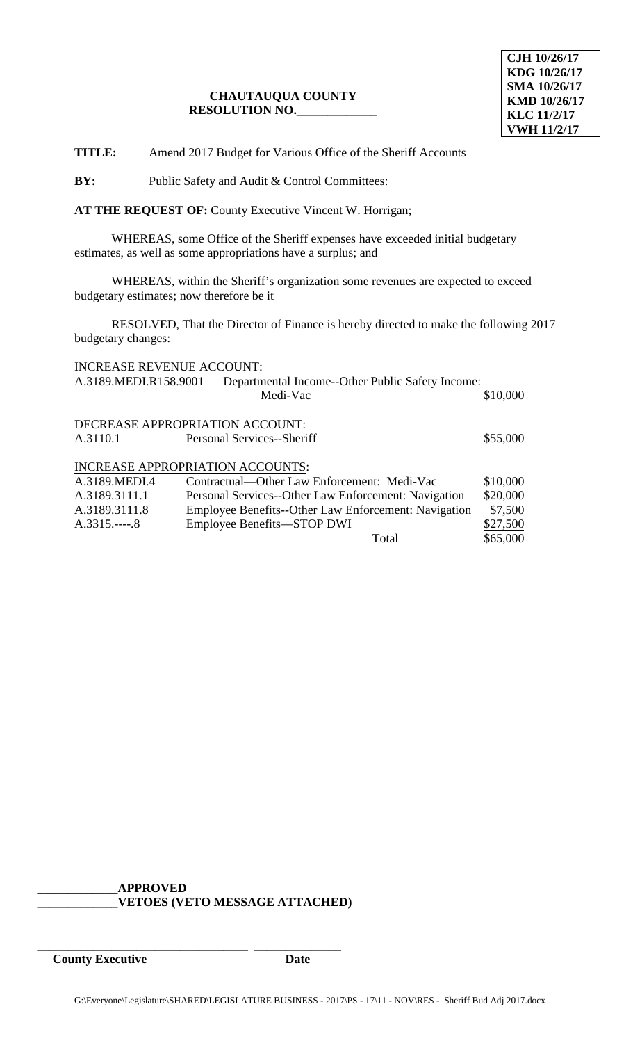CJH 10/26/17
KDG 10/26/17
SMA 10/26/17
KMD 10/26/17
KLC 11/2/17
VWH 11/2/17

**CHAUTAUQUA COUNTY**
**RESOLUTION NO.\_\_\_\_\_\_\_\_\_\_\_\_\_**

**TITLE:** Amend 2017 Budget for Various Office of the Sheriff Accounts

**BY:** Public Safety and Audit & Control Committees:

**AT THE REQUEST OF:** County Executive Vincent W. Horrigan;

WHEREAS, some Office of the Sheriff expenses have exceeded initial budgetary estimates, as well as some appropriations have a surplus; and

WHEREAS, within the Sheriff's organization some revenues are expected to exceed budgetary estimates; now therefore be it

RESOLVED, That the Director of Finance is hereby directed to make the following 2017 budgetary changes:

INCREASE REVENUE ACCOUNT:

| | | |
|---|---|---|
| A.3189.MEDI.R158.9001 | Departmental Income--Other Public Safety Income: Medi-Vac | $10,000 |

DECREASE APPROPRIATION ACCOUNT:

| | | |
|---|---|---|
| A.3110.1 | Personal Services--Sheriff | $55,000 |

INCREASE APPROPRIATION ACCOUNTS:

| | | |
|---|---|---|
| A.3189.MEDI.4 | Contractual—Other Law Enforcement: Medi-Vac | $10,000 |
| A.3189.3111.1 | Personal Services--Other Law Enforcement: Navigation | $20,000 |
| A.3189.3111.8 | Employee Benefits--Other Law Enforcement: Navigation | $7,500 |
| A.3315.----.8 | Employee Benefits—STOP DWI | $27,500 |
| | Total | $65,000 |

\_\_\_\_\_\_\_\_\_\_\_\_\_**APPROVED**
\_\_\_\_\_\_\_\_\_\_\_\_\_**VETOES (VETO MESSAGE ATTACHED)**

\_\_\_\_\_\_\_\_\_\_\_\_\_\_\_\_\_\_\_\_\_\_\_\_\_\_\_\_\_\_\_\_\_\_ \_\_\_\_\_\_\_\_\_\_\_\_\_\_

**County Executive** **Date**

G:\Everyone\Legislature\SHARED\LEGISLATURE BUSINESS - 2017\PS - 17\11 - NOV\RES - Sheriff Bud Adj 2017.docx